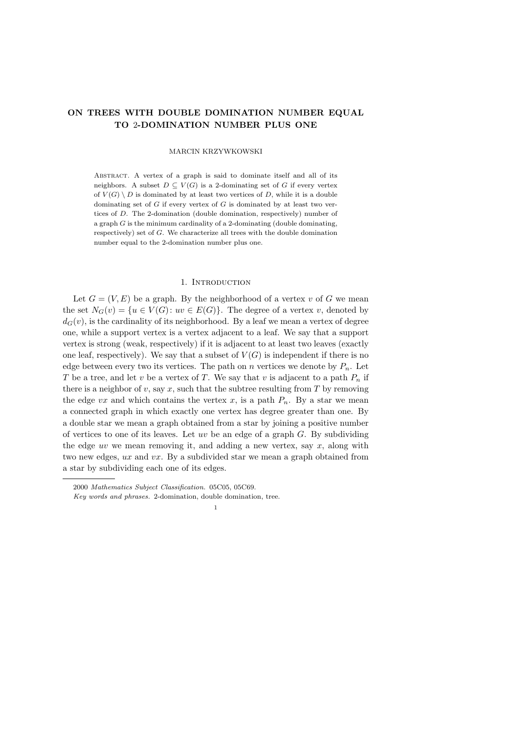# ON TREES WITH DOUBLE DOMINATION NUMBER EQUAL TO 2-DOMINATION NUMBER PLUS ONE

MARCIN KRZYWKOWSKI

Abstract. A vertex of a graph is said to dominate itself and all of its neighbors. A subset $D \subseteq V(G)$ is a 2-dominating set of $G$ if every vertex of $V(G) \setminus D$ is dominated by at least two vertices of $D$, while it is a double dominating set of $G$ if every vertex of $G$ is dominated by at least two vertices of $D$. The 2-domination (double domination, respectively) number of a graph $G$ is the minimum cardinality of a 2-dominating (double dominating, respectively) set of $G$. We characterize all trees with the double domination number equal to the 2-domination number plus one.

## 1. Introduction

Let $G = (V, E)$ be a graph. By the neighborhood of a vertex $v$ of $G$ we mean the set $N_G(v) = \{u \in V(G) \colon uv \in E(G)\}$. The degree of a vertex $v$, denoted by $d_G(v)$, is the cardinality of its neighborhood. By a leaf we mean a vertex of degree one, while a support vertex is a vertex adjacent to a leaf. We say that a support vertex is strong (weak, respectively) if it is adjacent to at least two leaves (exactly one leaf, respectively). We say that a subset of $V(G)$ is independent if there is no edge between every two its vertices. The path on $n$ vertices we denote by $P_n$. Let $T$ be a tree, and let $v$ be a vertex of $T$. We say that $v$ is adjacent to a path $P_n$ if there is a neighbor of $v$, say $x$, such that the subtree resulting from $T$ by removing the edge $vx$ and which contains the vertex $x$, is a path $P_n$. By a star we mean a connected graph in which exactly one vertex has degree greater than one. By a double star we mean a graph obtained from a star by joining a positive number of vertices to one of its leaves. Let $uv$ be an edge of a graph $G$. By subdividing the edge $uv$ we mean removing it, and adding a new vertex, say $x$, along with two new edges, $ux$ and $vx$. By a subdivided star we mean a graph obtained from a star by subdividing each one of its edges.

2000 *Mathematics Subject Classification.* 05C05, 05C69.

*Key words and phrases.* 2-domination, double domination, tree.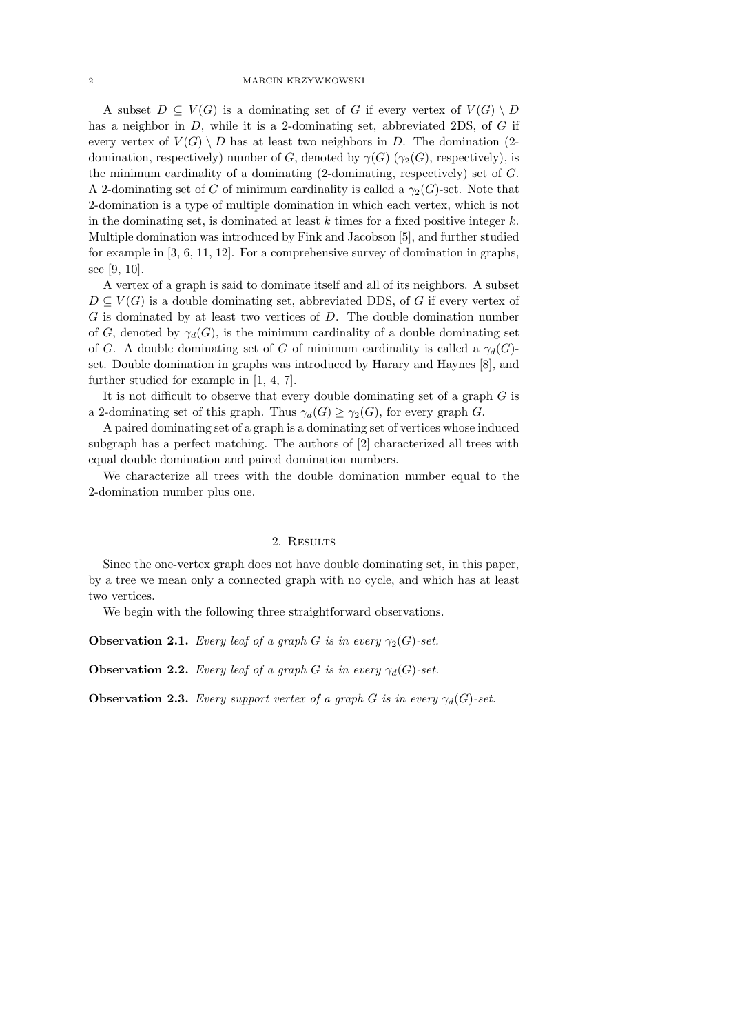A subset $D \subseteq V(G)$ is a dominating set of $G$ if every vertex of $V(G) \setminus D$ has a neighbor in $D$, while it is a 2-dominating set, abbreviated 2DS, of $G$ if every vertex of $V(G) \setminus D$ has at least two neighbors in $D$. The domination (2-domination, respectively) number of $G$, denoted by $\gamma(G)$ ($\gamma_2(G)$, respectively), is the minimum cardinality of a dominating (2-dominating, respectively) set of $G$. A 2-dominating set of $G$ of minimum cardinality is called a $\gamma_2(G)$-set. Note that 2-domination is a type of multiple domination in which each vertex, which is not in the dominating set, is dominated at least $k$ times for a fixed positive integer $k$. Multiple domination was introduced by Fink and Jacobson [5], and further studied for example in [3, 6, 11, 12]. For a comprehensive survey of domination in graphs, see [9, 10].

A vertex of a graph is said to dominate itself and all of its neighbors. A subset $D \subseteq V(G)$ is a double dominating set, abbreviated DDS, of $G$ if every vertex of $G$ is dominated by at least two vertices of $D$. The double domination number of $G$, denoted by $\gamma_d(G)$, is the minimum cardinality of a double dominating set of $G$. A double dominating set of $G$ of minimum cardinality is called a $\gamma_d(G)$-set. Double domination in graphs was introduced by Harary and Haynes [8], and further studied for example in [1, 4, 7].

It is not difficult to observe that every double dominating set of a graph $G$ is a 2-dominating set of this graph. Thus $\gamma_d(G) \geq \gamma_2(G)$, for every graph $G$.

A paired dominating set of a graph is a dominating set of vertices whose induced subgraph has a perfect matching. The authors of [2] characterized all trees with equal double domination and paired domination numbers.

We characterize all trees with the double domination number equal to the 2-domination number plus one.

## 2. Results

Since the one-vertex graph does not have double dominating set, in this paper, by a tree we mean only a connected graph with no cycle, and which has at least two vertices.

We begin with the following three straightforward observations.

**Observation 2.1.** *Every leaf of a graph $G$ is in every $\gamma_2(G)$-set.*

**Observation 2.2.** *Every leaf of a graph $G$ is in every $\gamma_d(G)$-set.*

**Observation 2.3.** *Every support vertex of a graph $G$ is in every $\gamma_d(G)$-set.*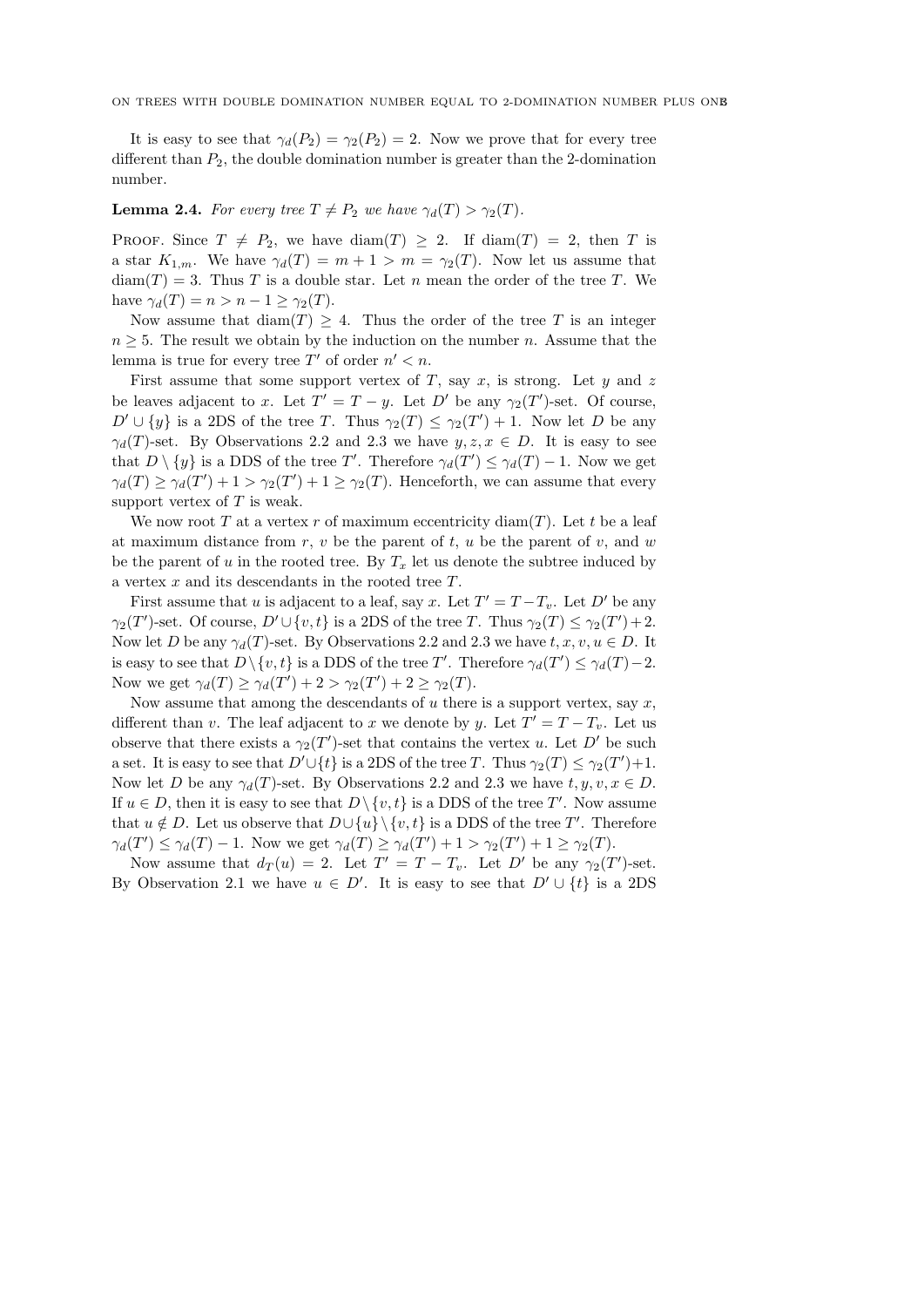It is easy to see that $\gamma_d(P_2) = \gamma_2(P_2) = 2$. Now we prove that for every tree different than $P_2$, the double domination number is greater than the 2-domination number.

**Lemma 2.4.** *For every tree $T \neq P_2$ we have $\gamma_d(T) > \gamma_2(T)$.*

Proof. Since $T \neq P_2$, we have $\text{diam}(T) \geq 2$. If $\text{diam}(T) = 2$, then $T$ is a star $K_{1,m}$. We have $\gamma_d(T) = m + 1 > m = \gamma_2(T)$. Now let us assume that $\text{diam}(T) = 3$. Thus $T$ is a double star. Let $n$ mean the order of the tree $T$. We have $\gamma_d(T) = n > n - 1 \geq \gamma_2(T)$.

Now assume that $\text{diam}(T) \geq 4$. Thus the order of the tree $T$ is an integer $n \geq 5$. The result we obtain by the induction on the number $n$. Assume that the lemma is true for every tree $T'$ of order $n' < n$.

First assume that some support vertex of $T$, say $x$, is strong. Let $y$ and $z$ be leaves adjacent to $x$. Let $T' = T - y$. Let $D'$ be any $\gamma_2(T')$-set. Of course, $D' \cup \{y\}$ is a 2DS of the tree $T$. Thus $\gamma_2(T) \leq \gamma_2(T') + 1$. Now let $D$ be any $\gamma_d(T)$-set. By Observations 2.2 and 2.3 we have $y, z, x \in D$. It is easy to see that $D \setminus \{y\}$ is a DDS of the tree $T'$. Therefore $\gamma_d(T') \leq \gamma_d(T) - 1$. Now we get $\gamma_d(T) \geq \gamma_d(T') + 1 > \gamma_2(T') + 1 \geq \gamma_2(T)$. Henceforth, we can assume that every support vertex of $T$ is weak.

We now root $T$ at a vertex $r$ of maximum eccentricity $\text{diam}(T)$. Let $t$ be a leaf at maximum distance from $r$, $v$ be the parent of $t$, $u$ be the parent of $v$, and $w$ be the parent of $u$ in the rooted tree. By $T_x$ let us denote the subtree induced by a vertex $x$ and its descendants in the rooted tree $T$.

First assume that $u$ is adjacent to a leaf, say $x$. Let $T' = T - T_v$. Let $D'$ be any $\gamma_2(T')$-set. Of course, $D' \cup \{v, t\}$ is a 2DS of the tree $T$. Thus $\gamma_2(T) \leq \gamma_2(T') + 2$. Now let $D$ be any $\gamma_d(T)$-set. By Observations 2.2 and 2.3 we have $t, x, v, u \in D$. It is easy to see that $D \setminus \{v, t\}$ is a DDS of the tree $T'$. Therefore $\gamma_d(T') \leq \gamma_d(T) - 2$. Now we get $\gamma_d(T) \geq \gamma_d(T') + 2 > \gamma_2(T') + 2 \geq \gamma_2(T)$.

Now assume that among the descendants of $u$ there is a support vertex, say $x$, different than $v$. The leaf adjacent to $x$ we denote by $y$. Let $T' = T - T_v$. Let us observe that there exists a $\gamma_2(T')$-set that contains the vertex $u$. Let $D'$ be such a set. It is easy to see that $D' \cup \{t\}$ is a 2DS of the tree $T$. Thus $\gamma_2(T) \leq \gamma_2(T') + 1$. Now let $D$ be any $\gamma_d(T)$-set. By Observations 2.2 and 2.3 we have $t, y, v, x \in D$. If $u \in D$, then it is easy to see that $D \setminus \{v, t\}$ is a DDS of the tree $T'$. Now assume that $u \notin D$. Let us observe that $D \cup \{u\} \setminus \{v, t\}$ is a DDS of the tree $T'$. Therefore $\gamma_d(T') \leq \gamma_d(T) - 1$. Now we get $\gamma_d(T) \geq \gamma_d(T') + 1 > \gamma_2(T') + 1 \geq \gamma_2(T)$.

Now assume that $d_T(u) = 2$. Let $T' = T - T_v$. Let $D'$ be any $\gamma_2(T')$-set. By Observation 2.1 we have $u \in D'$. It is easy to see that $D' \cup \{t\}$ is a 2DS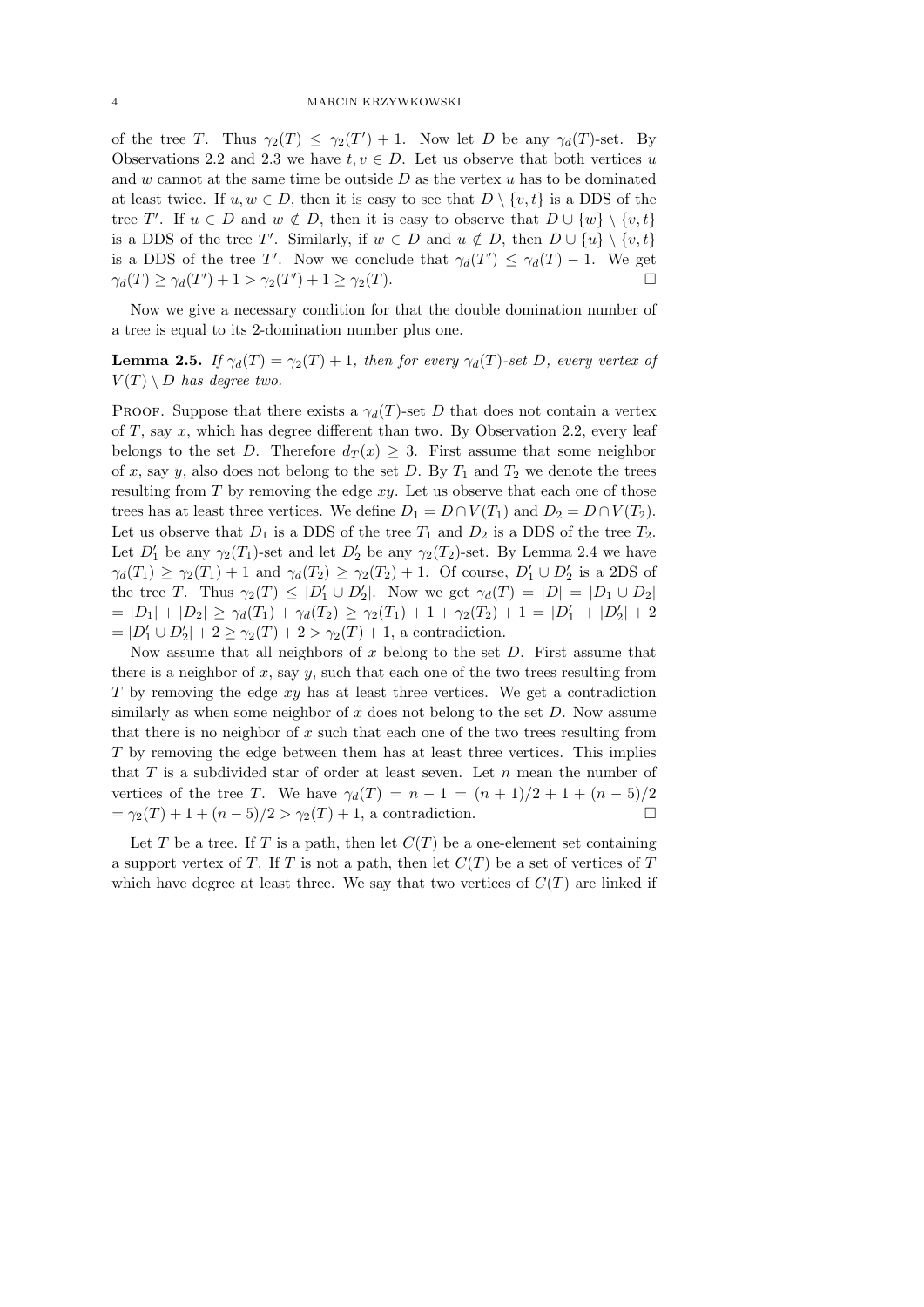of the tree $T$. Thus $\gamma_2(T) \leq \gamma_2(T') + 1$. Now let $D$ be any $\gamma_d(T)$-set. By Observations 2.2 and 2.3 we have $t, v \in D$. Let us observe that both vertices $u$ and $w$ cannot at the same time be outside $D$ as the vertex $u$ has to be dominated at least twice. If $u, w \in D$, then it is easy to see that $D \setminus \{v, t\}$ is a DDS of the tree $T'$. If $u \in D$ and $w \notin D$, then it is easy to observe that $D \cup \{w\} \setminus \{v, t\}$ is a DDS of the tree $T'$. Similarly, if $w \in D$ and $u \notin D$, then $D \cup \{u\} \setminus \{v, t\}$ is a DDS of the tree $T'$. Now we conclude that $\gamma_d(T') \leq \gamma_d(T) - 1$. We get $\gamma_d(T) \geq \gamma_d(T') + 1 > \gamma_2(T') + 1 \geq \gamma_2(T)$. $\square$

Now we give a necessary condition for that the double domination number of a tree is equal to its 2-domination number plus one.

**Lemma 2.5.** *If $\gamma_d(T) = \gamma_2(T) + 1$, then for every $\gamma_d(T)$-set $D$, every vertex of $V(T) \setminus D$ has degree two.*

Proof. Suppose that there exists a $\gamma_d(T)$-set $D$ that does not contain a vertex of $T$, say $x$, which has degree different than two. By Observation 2.2, every leaf belongs to the set $D$. Therefore $d_T(x) \geq 3$. First assume that some neighbor of $x$, say $y$, also does not belong to the set $D$. By $T_1$ and $T_2$ we denote the trees resulting from $T$ by removing the edge $xy$. Let us observe that each one of those trees has at least three vertices. We define $D_1 = D \cap V(T_1)$ and $D_2 = D \cap V(T_2)$. Let us observe that $D_1$ is a DDS of the tree $T_1$ and $D_2$ is a DDS of the tree $T_2$. Let $D_1'$ be any $\gamma_2(T_1)$-set and let $D_2'$ be any $\gamma_2(T_2)$-set. By Lemma 2.4 we have $\gamma_d(T_1) \geq \gamma_2(T_1) + 1$ and $\gamma_d(T_2) \geq \gamma_2(T_2) + 1$. Of course, $D_1' \cup D_2'$ is a 2DS of the tree $T$. Thus $\gamma_2(T) \leq |D_1' \cup D_2'|$. Now we get $\gamma_d(T) = |D| = |D_1 \cup D_2|$ $= |D_1| + |D_2| \geq \gamma_d(T_1) + \gamma_d(T_2) \geq \gamma_2(T_1) + 1 + \gamma_2(T_2) + 1 = |D_1'| + |D_2'| + 2$ $= |D_1' \cup D_2'| + 2 \geq \gamma_2(T) + 2 > \gamma_2(T) + 1$, a contradiction.

Now assume that all neighbors of $x$ belong to the set $D$. First assume that there is a neighbor of $x$, say $y$, such that each one of the two trees resulting from $T$ by removing the edge $xy$ has at least three vertices. We get a contradiction similarly as when some neighbor of $x$ does not belong to the set $D$. Now assume that there is no neighbor of $x$ such that each one of the two trees resulting from $T$ by removing the edge between them has at least three vertices. This implies that $T$ is a subdivided star of order at least seven. Let $n$ mean the number of vertices of the tree $T$. We have $\gamma_d(T) = n - 1 = (n+1)/2 + 1 + (n-5)/2$ $= \gamma_2(T) + 1 + (n-5)/2 > \gamma_2(T) + 1$, a contradiction. $\square$

Let $T$ be a tree. If $T$ is a path, then let $C(T)$ be a one-element set containing a support vertex of $T$. If $T$ is not a path, then let $C(T)$ be a set of vertices of $T$ which have degree at least three. We say that two vertices of $C(T)$ are linked if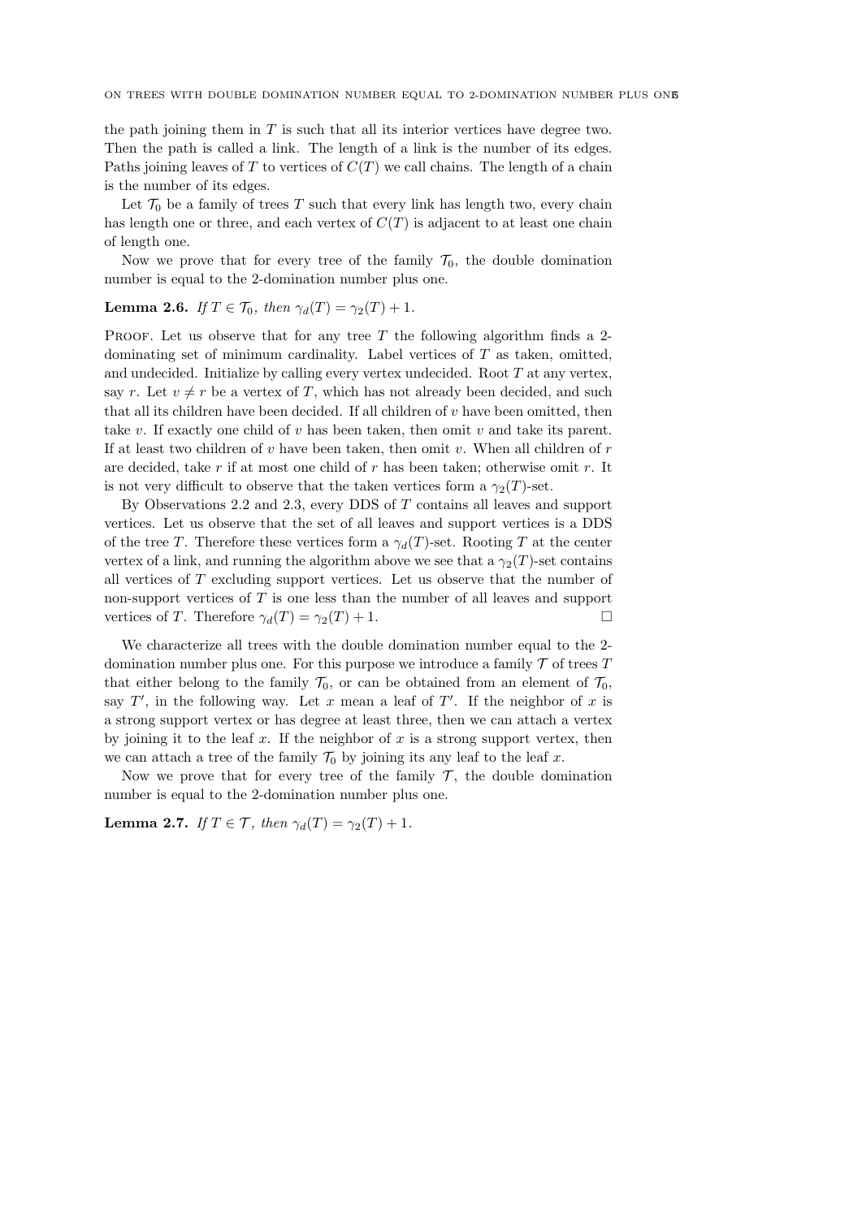the path joining them in $T$ is such that all its interior vertices have degree two. Then the path is called a link. The length of a link is the number of its edges. Paths joining leaves of $T$ to vertices of $C(T)$ we call chains. The length of a chain is the number of its edges.

Let $\mathcal{T}_0$ be a family of trees $T$ such that every link has length two, every chain has length one or three, and each vertex of $C(T)$ is adjacent to at least one chain of length one.

Now we prove that for every tree of the family $\mathcal{T}_0$, the double domination number is equal to the 2-domination number plus one.

**Lemma 2.6.** *If $T \in \mathcal{T}_0$, then $\gamma_d(T) = \gamma_2(T) + 1$.*

Proof. Let us observe that for any tree $T$ the following algorithm finds a 2-dominating set of minimum cardinality. Label vertices of $T$ as taken, omitted, and undecided. Initialize by calling every vertex undecided. Root $T$ at any vertex, say $r$. Let $v \neq r$ be a vertex of $T$, which has not already been decided, and such that all its children have been decided. If all children of $v$ have been omitted, then take $v$. If exactly one child of $v$ has been taken, then omit $v$ and take its parent. If at least two children of $v$ have been taken, then omit $v$. When all children of $r$ are decided, take $r$ if at most one child of $r$ has been taken; otherwise omit $r$. It is not very difficult to observe that the taken vertices form a $\gamma_2(T)$-set.

By Observations 2.2 and 2.3, every DDS of $T$ contains all leaves and support vertices. Let us observe that the set of all leaves and support vertices is a DDS of the tree $T$. Therefore these vertices form a $\gamma_d(T)$-set. Rooting $T$ at the center vertex of a link, and running the algorithm above we see that a $\gamma_2(T)$-set contains all vertices of $T$ excluding support vertices. Let us observe that the number of non-support vertices of $T$ is one less than the number of all leaves and support vertices of $T$. Therefore $\gamma_d(T) = \gamma_2(T) + 1$. $\square$

We characterize all trees with the double domination number equal to the 2-domination number plus one. For this purpose we introduce a family $\mathcal{T}$ of trees $T$ that either belong to the family $\mathcal{T}_0$, or can be obtained from an element of $\mathcal{T}_0$, say $T'$, in the following way. Let $x$ mean a leaf of $T'$. If the neighbor of $x$ is a strong support vertex or has degree at least three, then we can attach a vertex by joining it to the leaf $x$. If the neighbor of $x$ is a strong support vertex, then we can attach a tree of the family $\mathcal{T}_0$ by joining its any leaf to the leaf $x$.

Now we prove that for every tree of the family $\mathcal{T}$, the double domination number is equal to the 2-domination number plus one.

**Lemma 2.7.** *If $T \in \mathcal{T}$, then $\gamma_d(T) = \gamma_2(T) + 1$.*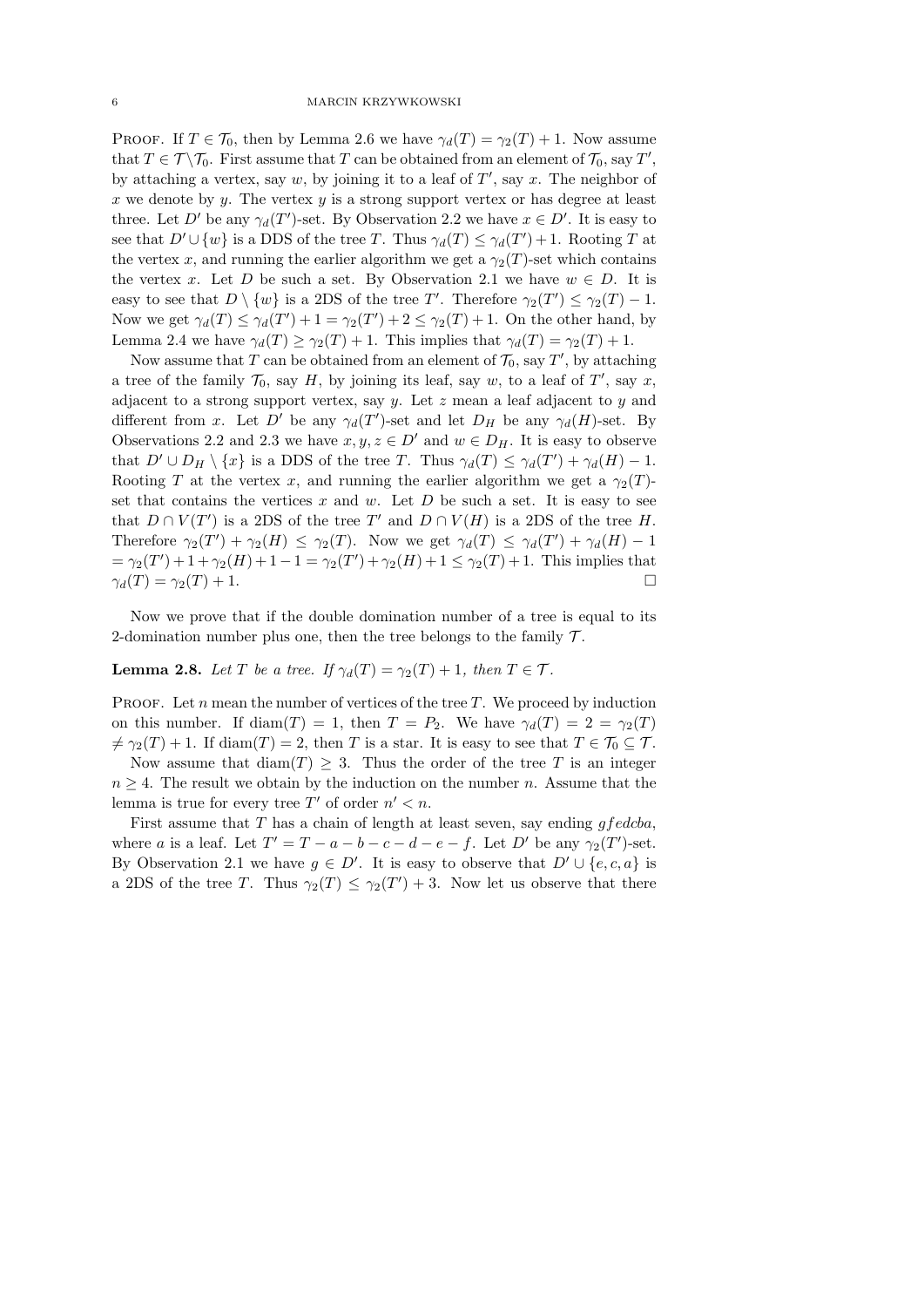PROOF. If $T \in \mathcal{T}_0$, then by Lemma 2.6 we have $\gamma_d(T) = \gamma_2(T) + 1$. Now assume that $T \in \mathcal{T} \backslash \mathcal{T}_0$. First assume that $T$ can be obtained from an element of $\mathcal{T}_0$, say $T'$, by attaching a vertex, say $w$, by joining it to a leaf of $T'$, say $x$. The neighbor of $x$ we denote by $y$. The vertex $y$ is a strong support vertex or has degree at least three. Let $D'$ be any $\gamma_d(T')$-set. By Observation 2.2 we have $x \in D'$. It is easy to see that $D' \cup \{w\}$ is a DDS of the tree $T$. Thus $\gamma_d(T) \le \gamma_d(T') + 1$. Rooting $T$ at the vertex $x$, and running the earlier algorithm we get a $\gamma_2(T)$-set which contains the vertex $x$. Let $D$ be such a set. By Observation 2.1 we have $w \in D$. It is easy to see that $D \setminus \{w\}$ is a 2DS of the tree $T'$. Therefore $\gamma_2(T') \le \gamma_2(T) - 1$. Now we get $\gamma_d(T) \le \gamma_d(T') + 1 = \gamma_2(T') + 2 \le \gamma_2(T) + 1$. On the other hand, by Lemma 2.4 we have $\gamma_d(T) \ge \gamma_2(T) + 1$. This implies that $\gamma_d(T) = \gamma_2(T) + 1$.

Now assume that $T$ can be obtained from an element of $\mathcal{T}_0$, say $T'$, by attaching a tree of the family $\mathcal{T}_0$, say $H$, by joining its leaf, say $w$, to a leaf of $T'$, say $x$, adjacent to a strong support vertex, say $y$. Let $z$ mean a leaf adjacent to $y$ and different from $x$. Let $D'$ be any $\gamma_d(T')$-set and let $D_H$ be any $\gamma_d(H)$-set. By Observations 2.2 and 2.3 we have $x, y, z \in D'$ and $w \in D_H$. It is easy to observe that $D' \cup D_H \setminus \{x\}$ is a DDS of the tree $T$. Thus $\gamma_d(T) \le \gamma_d(T') + \gamma_d(H) - 1$. Rooting $T$ at the vertex $x$, and running the earlier algorithm we get a $\gamma_2(T)$-set that contains the vertices $x$ and $w$. Let $D$ be such a set. It is easy to see that $D \cap V(T')$ is a 2DS of the tree $T'$ and $D \cap V(H)$ is a 2DS of the tree $H$. Therefore $\gamma_2(T') + \gamma_2(H) \le \gamma_2(T)$. Now we get $\gamma_d(T) \le \gamma_d(T') + \gamma_d(H) - 1$ $= \gamma_2(T') + 1 + \gamma_2(H) + 1 - 1 = \gamma_2(T') + \gamma_2(H) + 1 \le \gamma_2(T) + 1$. This implies that $\gamma_d(T) = \gamma_2(T) + 1$. □

Now we prove that if the double domination number of a tree is equal to its 2-domination number plus one, then the tree belongs to the family $\mathcal{T}$.

**Lemma 2.8.** *Let $T$ be a tree. If $\gamma_d(T) = \gamma_2(T) + 1$, then $T \in \mathcal{T}$.*

PROOF. Let $n$ mean the number of vertices of the tree $T$. We proceed by induction on this number. If $\operatorname{diam}(T) = 1$, then $T = P_2$. We have $\gamma_d(T) = 2 = \gamma_2(T)$ $\neq \gamma_2(T) + 1$. If $\operatorname{diam}(T) = 2$, then $T$ is a star. It is easy to see that $T \in \mathcal{T}_0 \subseteq \mathcal{T}$.

Now assume that $\operatorname{diam}(T) \ge 3$. Thus the order of the tree $T$ is an integer $n \ge 4$. The result we obtain by the induction on the number $n$. Assume that the lemma is true for every tree $T'$ of order $n' < n$.

First assume that $T$ has a chain of length at least seven, say ending $gfedcba$, where $a$ is a leaf. Let $T' = T - a - b - c - d - e - f$. Let $D'$ be any $\gamma_2(T')$-set. By Observation 2.1 we have $g \in D'$. It is easy to observe that $D' \cup \{e, c, a\}$ is a 2DS of the tree $T$. Thus $\gamma_2(T) \le \gamma_2(T') + 3$. Now let us observe that there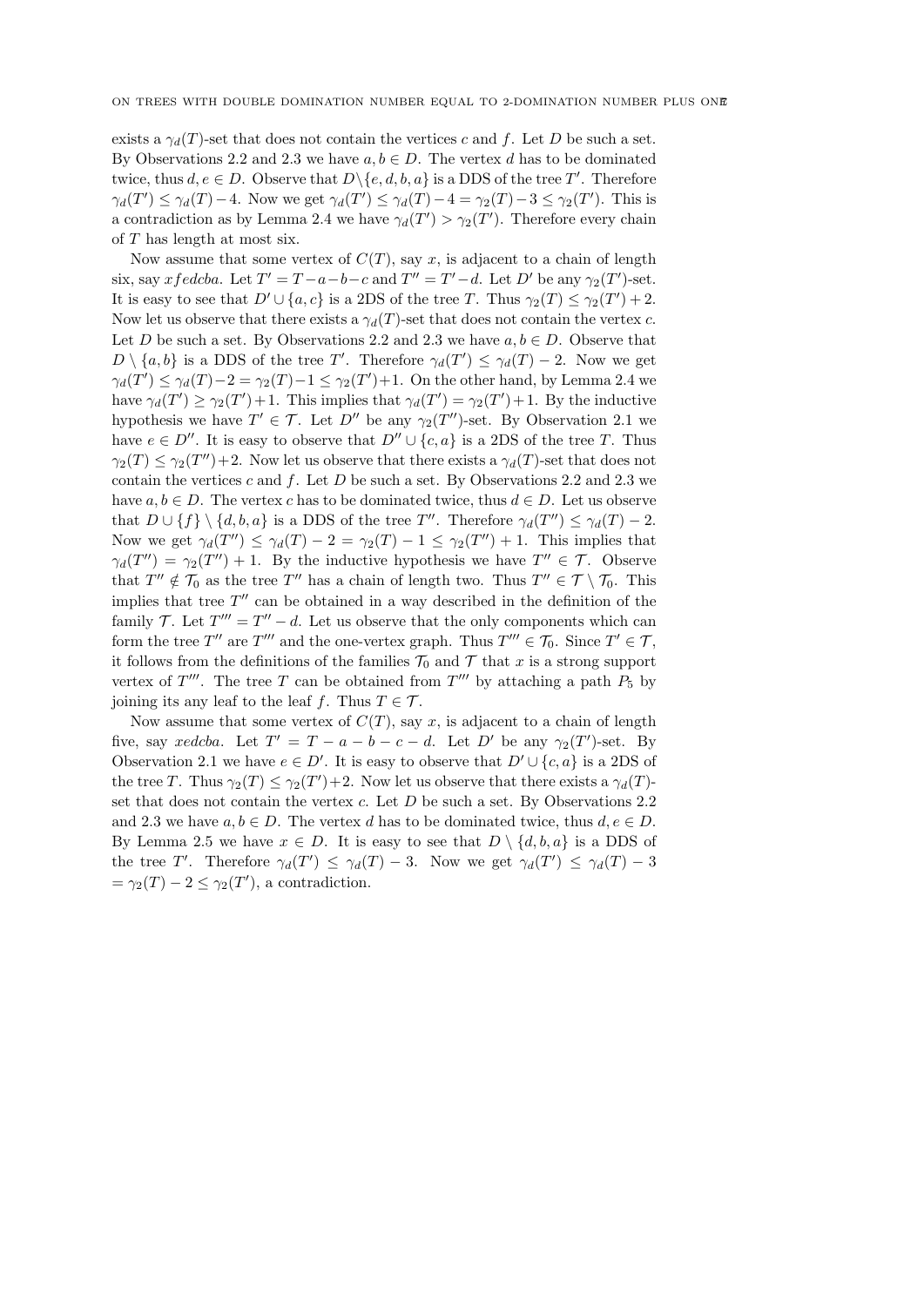exists a $\gamma_d(T)$-set that does not contain the vertices $c$ and $f$. Let $D$ be such a set. By Observations 2.2 and 2.3 we have $a, b \in D$. The vertex $d$ has to be dominated twice, thus $d, e \in D$. Observe that $D \setminus \{e, d, b, a\}$ is a DDS of the tree $T'$. Therefore $\gamma_d(T') \leq \gamma_d(T) - 4$. Now we get $\gamma_d(T') \leq \gamma_d(T) - 4 = \gamma_2(T) - 3 \leq \gamma_2(T')$. This is a contradiction as by Lemma 2.4 we have $\gamma_d(T') > \gamma_2(T')$. Therefore every chain of $T$ has length at most six.

Now assume that some vertex of $C(T)$, say $x$, is adjacent to a chain of length six, say $xfedcba$. Let $T' = T - a - b - c$ and $T'' = T' - d$. Let $D'$ be any $\gamma_2(T')$-set. It is easy to see that $D' \cup \{a, c\}$ is a 2DS of the tree $T$. Thus $\gamma_2(T) \leq \gamma_2(T') + 2$. Now let us observe that there exists a $\gamma_d(T)$-set that does not contain the vertex $c$. Let $D$ be such a set. By Observations 2.2 and 2.3 we have $a, b \in D$. Observe that $D \setminus \{a, b\}$ is a DDS of the tree $T'$. Therefore $\gamma_d(T') \leq \gamma_d(T) - 2$. Now we get $\gamma_d(T') \leq \gamma_d(T) - 2 = \gamma_2(T) - 1 \leq \gamma_2(T') + 1$. On the other hand, by Lemma 2.4 we have $\gamma_d(T') \geq \gamma_2(T') + 1$. This implies that $\gamma_d(T') = \gamma_2(T') + 1$. By the inductive hypothesis we have $T' \in \mathcal{T}$. Let $D''$ be any $\gamma_2(T'')$-set. By Observation 2.1 we have $e \in D''$. It is easy to observe that $D'' \cup \{c, a\}$ is a 2DS of the tree $T$. Thus $\gamma_2(T) \leq \gamma_2(T'') + 2$. Now let us observe that there exists a $\gamma_d(T)$-set that does not contain the vertices $c$ and $f$. Let $D$ be such a set. By Observations 2.2 and 2.3 we have $a, b \in D$. The vertex $c$ has to be dominated twice, thus $d \in D$. Let us observe that $D \cup \{f\} \setminus \{d, b, a\}$ is a DDS of the tree $T''$. Therefore $\gamma_d(T'') \leq \gamma_d(T) - 2$. Now we get $\gamma_d(T'') \leq \gamma_d(T) - 2 = \gamma_2(T) - 1 \leq \gamma_2(T'') + 1$. This implies that $\gamma_d(T'') = \gamma_2(T'') + 1$. By the inductive hypothesis we have $T'' \in \mathcal{T}$. Observe that $T'' \notin \mathcal{T}_0$ as the tree $T''$ has a chain of length two. Thus $T'' \in \mathcal{T} \setminus \mathcal{T}_0$. This implies that tree $T''$ can be obtained in a way described in the definition of the family $\mathcal{T}$. Let $T''' = T'' - d$. Let us observe that the only components which can form the tree $T''$ are $T'''$ and the one-vertex graph. Thus $T''' \in \mathcal{T}_0$. Since $T' \in \mathcal{T}$, it follows from the definitions of the families $\mathcal{T}_0$ and $\mathcal{T}$ that $x$ is a strong support vertex of $T'''$. The tree $T$ can be obtained from $T'''$ by attaching a path $P_5$ by joining its any leaf to the leaf $f$. Thus $T \in \mathcal{T}$.

Now assume that some vertex of $C(T)$, say $x$, is adjacent to a chain of length five, say $xedcba$. Let $T' = T - a - b - c - d$. Let $D'$ be any $\gamma_2(T')$-set. By Observation 2.1 we have $e \in D'$. It is easy to observe that $D' \cup \{c, a\}$ is a 2DS of the tree $T$. Thus $\gamma_2(T) \leq \gamma_2(T') + 2$. Now let us observe that there exists a $\gamma_d(T)$-set that does not contain the vertex $c$. Let $D$ be such a set. By Observations 2.2 and 2.3 we have $a, b \in D$. The vertex $d$ has to be dominated twice, thus $d, e \in D$. By Lemma 2.5 we have $x \in D$. It is easy to see that $D \setminus \{d, b, a\}$ is a DDS of the tree $T'$. Therefore $\gamma_d(T') \leq \gamma_d(T) - 3$. Now we get $\gamma_d(T') \leq \gamma_d(T) - 3 = \gamma_2(T) - 2 \leq \gamma_2(T')$, a contradiction.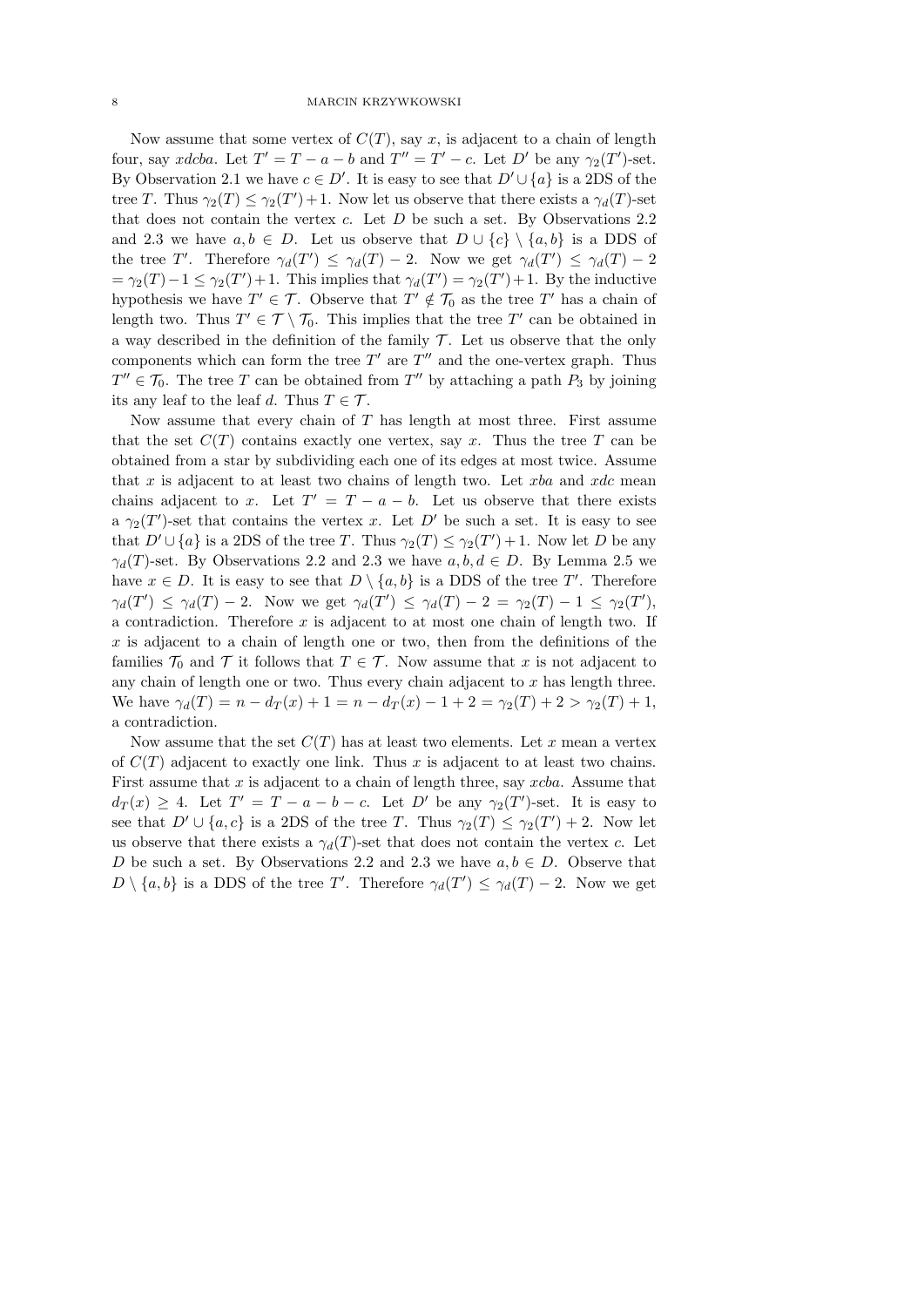Now assume that some vertex of $C(T)$, say $x$, is adjacent to a chain of length four, say $xdcba$. Let $T' = T - a - b$ and $T'' = T' - c$. Let $D'$ be any $\gamma_2(T')$-set. By Observation 2.1 we have $c \in D'$. It is easy to see that $D' \cup \{a\}$ is a 2DS of the tree $T$. Thus $\gamma_2(T) \leq \gamma_2(T') + 1$. Now let us observe that there exists a $\gamma_d(T)$-set that does not contain the vertex $c$. Let $D$ be such a set. By Observations 2.2 and 2.3 we have $a, b \in D$. Let us observe that $D \cup \{c\} \setminus \{a, b\}$ is a DDS of the tree $T'$. Therefore $\gamma_d(T') \leq \gamma_d(T) - 2$. Now we get $\gamma_d(T') \leq \gamma_d(T) - 2 = \gamma_2(T) - 1 \leq \gamma_2(T') + 1$. This implies that $\gamma_d(T') = \gamma_2(T') + 1$. By the inductive hypothesis we have $T' \in \mathcal{T}$. Observe that $T' \notin \mathcal{T}_0$ as the tree $T'$ has a chain of length two. Thus $T' \in \mathcal{T} \setminus \mathcal{T}_0$. This implies that the tree $T'$ can be obtained in a way described in the definition of the family $\mathcal{T}$. Let us observe that the only components which can form the tree $T'$ are $T''$ and the one-vertex graph. Thus $T'' \in \mathcal{T}_0$. The tree $T$ can be obtained from $T''$ by attaching a path $P_3$ by joining its any leaf to the leaf $d$. Thus $T \in \mathcal{T}$.

Now assume that every chain of $T$ has length at most three. First assume that the set $C(T)$ contains exactly one vertex, say $x$. Thus the tree $T$ can be obtained from a star by subdividing each one of its edges at most twice. Assume that $x$ is adjacent to at least two chains of length two. Let $xba$ and $xdc$ mean chains adjacent to $x$. Let $T' = T - a - b$. Let us observe that there exists a $\gamma_2(T')$-set that contains the vertex $x$. Let $D'$ be such a set. It is easy to see that $D' \cup \{a\}$ is a 2DS of the tree $T$. Thus $\gamma_2(T) \leq \gamma_2(T') + 1$. Now let $D$ be any $\gamma_d(T)$-set. By Observations 2.2 and 2.3 we have $a, b, d \in D$. By Lemma 2.5 we have $x \in D$. It is easy to see that $D \setminus \{a, b\}$ is a DDS of the tree $T'$. Therefore $\gamma_d(T') \leq \gamma_d(T) - 2$. Now we get $\gamma_d(T') \leq \gamma_d(T) - 2 = \gamma_2(T) - 1 \leq \gamma_2(T')$, a contradiction. Therefore $x$ is adjacent to at most one chain of length two. If $x$ is adjacent to a chain of length one or two, then from the definitions of the families $\mathcal{T}_0$ and $\mathcal{T}$ it follows that $T \in \mathcal{T}$. Now assume that $x$ is not adjacent to any chain of length one or two. Thus every chain adjacent to $x$ has length three. We have $\gamma_d(T) = n - d_T(x) + 1 = n - d_T(x) - 1 + 2 = \gamma_2(T) + 2 > \gamma_2(T) + 1$, a contradiction.

Now assume that the set $C(T)$ has at least two elements. Let $x$ mean a vertex of $C(T)$ adjacent to exactly one link. Thus $x$ is adjacent to at least two chains. First assume that $x$ is adjacent to a chain of length three, say $xcba$. Assume that $d_T(x) \geq 4$. Let $T' = T - a - b - c$. Let $D'$ be any $\gamma_2(T')$-set. It is easy to see that $D' \cup \{a, c\}$ is a 2DS of the tree $T$. Thus $\gamma_2(T) \leq \gamma_2(T') + 2$. Now let us observe that there exists a $\gamma_d(T)$-set that does not contain the vertex $c$. Let $D$ be such a set. By Observations 2.2 and 2.3 we have $a, b \in D$. Observe that $D \setminus \{a, b\}$ is a DDS of the tree $T'$. Therefore $\gamma_d(T') \leq \gamma_d(T) - 2$. Now we get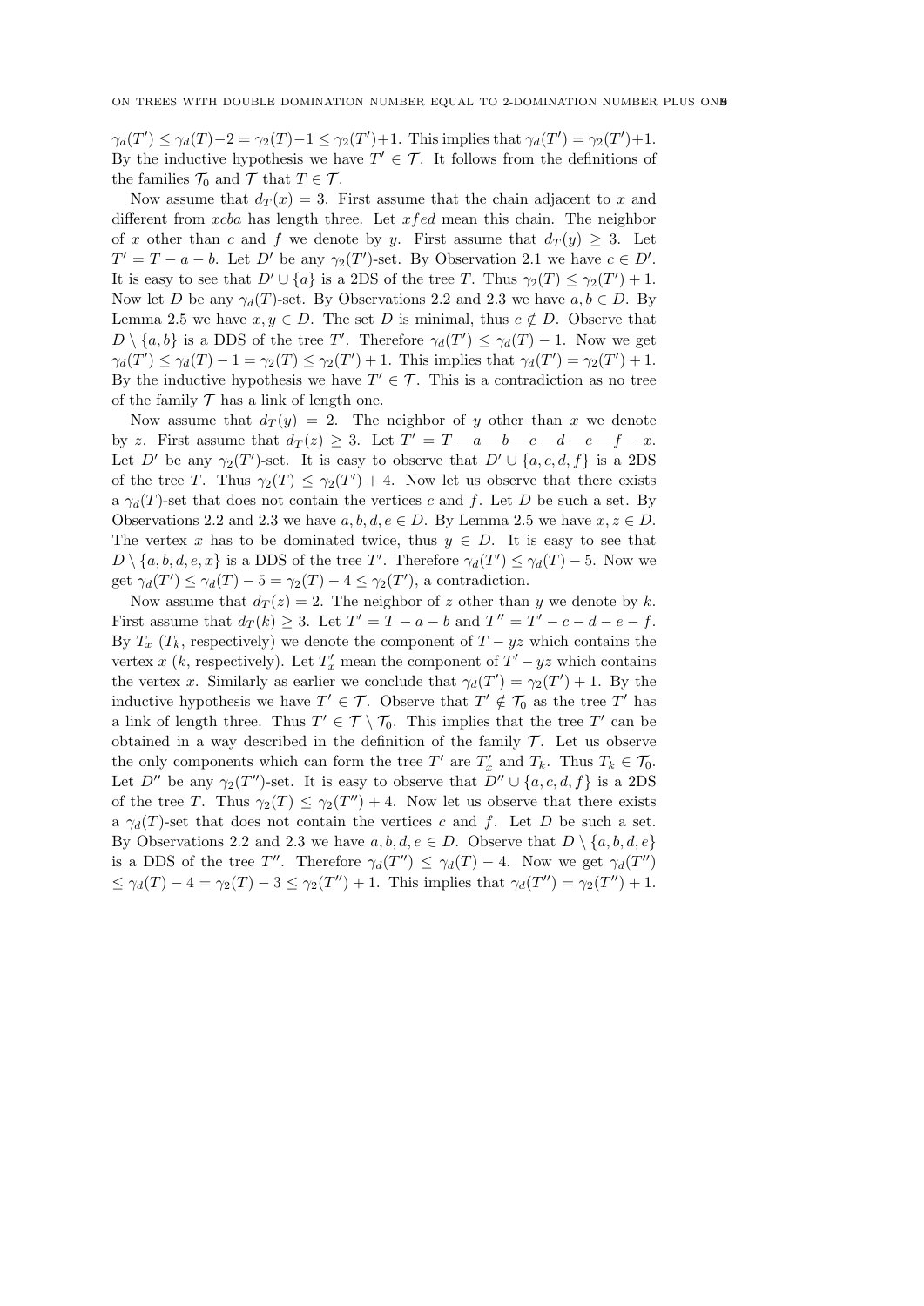$\gamma_d(T') \leq \gamma_d(T)-2 = \gamma_2(T)-1 \leq \gamma_2(T')+1$. This implies that $\gamma_d(T') = \gamma_2(T')+1$. By the inductive hypothesis we have $T' \in \mathcal{T}$. It follows from the definitions of the families $\mathcal{T}_0$ and $\mathcal{T}$ that $T \in \mathcal{T}$.

Now assume that $d_T(x) = 3$. First assume that the chain adjacent to $x$ and different from $xcba$ has length three. Let $xfed$ mean this chain. The neighbor of $x$ other than $c$ and $f$ we denote by $y$. First assume that $d_T(y) \geq 3$. Let $T' = T - a - b$. Let $D'$ be any $\gamma_2(T')$-set. By Observation 2.1 we have $c \in D'$. It is easy to see that $D' \cup \{a\}$ is a 2DS of the tree $T$. Thus $\gamma_2(T) \leq \gamma_2(T') + 1$. Now let $D$ be any $\gamma_d(T)$-set. By Observations 2.2 and 2.3 we have $a, b \in D$. By Lemma 2.5 we have $x, y \in D$. The set $D$ is minimal, thus $c \notin D$. Observe that $D \setminus \{a, b\}$ is a DDS of the tree $T'$. Therefore $\gamma_d(T') \leq \gamma_d(T) - 1$. Now we get $\gamma_d(T') \leq \gamma_d(T) - 1 = \gamma_2(T) \leq \gamma_2(T') + 1$. This implies that $\gamma_d(T') = \gamma_2(T') + 1$. By the inductive hypothesis we have $T' \in \mathcal{T}$. This is a contradiction as no tree of the family $\mathcal{T}$ has a link of length one.

Now assume that $d_T(y) = 2$. The neighbor of $y$ other than $x$ we denote by $z$. First assume that $d_T(z) \geq 3$. Let $T' = T - a - b - c - d - e - f - x$. Let $D'$ be any $\gamma_2(T')$-set. It is easy to observe that $D' \cup \{a, c, d, f\}$ is a 2DS of the tree $T$. Thus $\gamma_2(T) \leq \gamma_2(T') + 4$. Now let us observe that there exists a $\gamma_d(T)$-set that does not contain the vertices $c$ and $f$. Let $D$ be such a set. By Observations 2.2 and 2.3 we have $a, b, d, e \in D$. By Lemma 2.5 we have $x, z \in D$. The vertex $x$ has to be dominated twice, thus $y \in D$. It is easy to see that $D \setminus \{a, b, d, e, x\}$ is a DDS of the tree $T'$. Therefore $\gamma_d(T') \leq \gamma_d(T) - 5$. Now we get $\gamma_d(T') \leq \gamma_d(T) - 5 = \gamma_2(T) - 4 \leq \gamma_2(T')$, a contradiction.

Now assume that $d_T(z) = 2$. The neighbor of $z$ other than $y$ we denote by $k$. First assume that $d_T(k) \geq 3$. Let $T' = T - a - b$ and $T'' = T' - c - d - e - f$. By $T_x$ ($T_k$, respectively) we denote the component of $T - yz$ which contains the vertex $x$ ($k$, respectively). Let $T'_x$ mean the component of $T' - yz$ which contains the vertex $x$. Similarly as earlier we conclude that $\gamma_d(T') = \gamma_2(T') + 1$. By the inductive hypothesis we have $T' \in \mathcal{T}$. Observe that $T' \notin \mathcal{T}_0$ as the tree $T'$ has a link of length three. Thus $T' \in \mathcal{T} \setminus \mathcal{T}_0$. This implies that the tree $T'$ can be obtained in a way described in the definition of the family $\mathcal{T}$. Let us observe the only components which can form the tree $T'$ are $T'_x$ and $T_k$. Thus $T_k \in \mathcal{T}_0$. Let $D''$ be any $\gamma_2(T'')$-set. It is easy to observe that $D'' \cup \{a, c, d, f\}$ is a 2DS of the tree $T$. Thus $\gamma_2(T) \leq \gamma_2(T'') + 4$. Now let us observe that there exists a $\gamma_d(T)$-set that does not contain the vertices $c$ and $f$. Let $D$ be such a set. By Observations 2.2 and 2.3 we have $a, b, d, e \in D$. Observe that $D \setminus \{a, b, d, e\}$ is a DDS of the tree $T''$. Therefore $\gamma_d(T'') \leq \gamma_d(T) - 4$. Now we get $\gamma_d(T'') \leq \gamma_d(T) - 4 = \gamma_2(T) - 3 \leq \gamma_2(T'') + 1$. This implies that $\gamma_d(T'') = \gamma_2(T'') + 1$.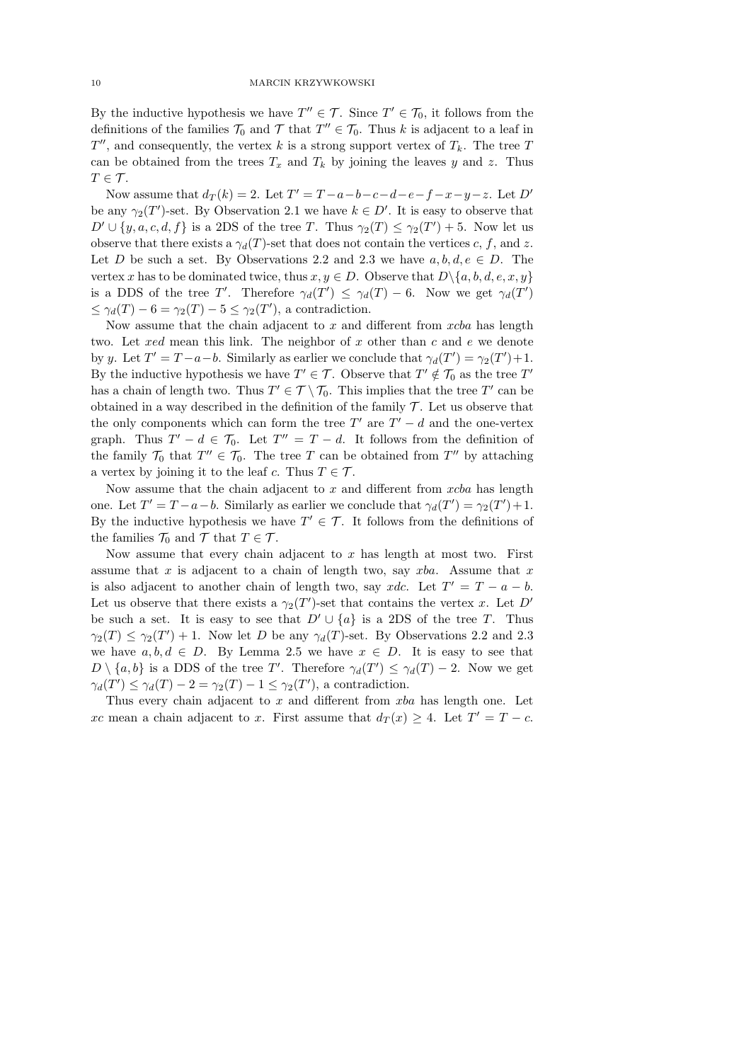By the inductive hypothesis we have $T'' \in \mathcal{T}$. Since $T' \in \mathcal{T}_0$, it follows from the definitions of the families $\mathcal{T}_0$ and $\mathcal{T}$ that $T'' \in \mathcal{T}_0$. Thus $k$ is adjacent to a leaf in $T''$, and consequently, the vertex $k$ is a strong support vertex of $T_k$. The tree $T$ can be obtained from the trees $T_x$ and $T_k$ by joining the leaves $y$ and $z$. Thus $T \in \mathcal{T}$.

Now assume that $d_T(k) = 2$. Let $T' = T - a - b - c - d - e - f - x - y - z$. Let $D'$ be any $\gamma_2(T')$-set. By Observation 2.1 we have $k \in D'$. It is easy to observe that $D' \cup \{y, a, c, d, f\}$ is a 2DS of the tree $T$. Thus $\gamma_2(T) \leq \gamma_2(T') + 5$. Now let us observe that there exists a $\gamma_d(T)$-set that does not contain the vertices $c$, $f$, and $z$. Let $D$ be such a set. By Observations 2.2 and 2.3 we have $a, b, d, e \in D$. The vertex $x$ has to be dominated twice, thus $x, y \in D$. Observe that $D \setminus \{a, b, d, e, x, y\}$ is a DDS of the tree $T'$. Therefore $\gamma_d(T') \leq \gamma_d(T) - 6$. Now we get $\gamma_d(T') \leq \gamma_d(T) - 6 = \gamma_2(T) - 5 \leq \gamma_2(T')$, a contradiction.

Now assume that the chain adjacent to $x$ and different from $xcba$ has length two. Let $xed$ mean this link. The neighbor of $x$ other than $c$ and $e$ we denote by $y$. Let $T' = T - a - b$. Similarly as earlier we conclude that $\gamma_d(T') = \gamma_2(T') + 1$. By the inductive hypothesis we have $T' \in \mathcal{T}$. Observe that $T' \notin \mathcal{T}_0$ as the tree $T'$ has a chain of length two. Thus $T' \in \mathcal{T} \setminus \mathcal{T}_0$. This implies that the tree $T'$ can be obtained in a way described in the definition of the family $\mathcal{T}$. Let us observe that the only components which can form the tree $T'$ are $T' - d$ and the one-vertex graph. Thus $T' - d \in \mathcal{T}_0$. Let $T'' = T - d$. It follows from the definition of the family $\mathcal{T}_0$ that $T'' \in \mathcal{T}_0$. The tree $T$ can be obtained from $T''$ by attaching a vertex by joining it to the leaf $c$. Thus $T \in \mathcal{T}$.

Now assume that the chain adjacent to $x$ and different from $xcba$ has length one. Let $T' = T - a - b$. Similarly as earlier we conclude that $\gamma_d(T') = \gamma_2(T') + 1$. By the inductive hypothesis we have $T' \in \mathcal{T}$. It follows from the definitions of the families $\mathcal{T}_0$ and $\mathcal{T}$ that $T \in \mathcal{T}$.

Now assume that every chain adjacent to $x$ has length at most two. First assume that $x$ is adjacent to a chain of length two, say $xba$. Assume that $x$ is also adjacent to another chain of length two, say $xdc$. Let $T' = T - a - b$. Let us observe that there exists a $\gamma_2(T')$-set that contains the vertex $x$. Let $D'$ be such a set. It is easy to see that $D' \cup \{a\}$ is a 2DS of the tree $T$. Thus $\gamma_2(T) \leq \gamma_2(T') + 1$. Now let $D$ be any $\gamma_d(T)$-set. By Observations 2.2 and 2.3 we have $a, b, d \in D$. By Lemma 2.5 we have $x \in D$. It is easy to see that $D \setminus \{a, b\}$ is a DDS of the tree $T'$. Therefore $\gamma_d(T') \leq \gamma_d(T) - 2$. Now we get $\gamma_d(T') \leq \gamma_d(T) - 2 = \gamma_2(T) - 1 \leq \gamma_2(T')$, a contradiction.

Thus every chain adjacent to $x$ and different from $xba$ has length one. Let $xc$ mean a chain adjacent to $x$. First assume that $d_T(x) \geq 4$. Let $T' = T - c$.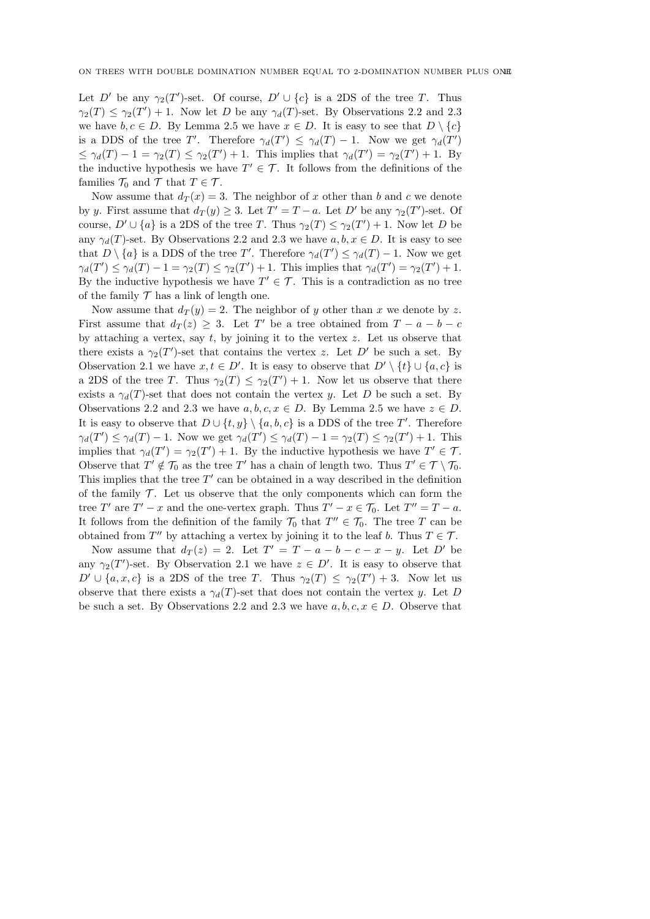Let $D'$ be any $\gamma_2(T')$-set. Of course, $D' \cup \{c\}$ is a 2DS of the tree $T$. Thus $\gamma_2(T) \leq \gamma_2(T') + 1$. Now let $D$ be any $\gamma_d(T)$-set. By Observations 2.2 and 2.3 we have $b, c \in D$. By Lemma 2.5 we have $x \in D$. It is easy to see that $D \setminus \{c\}$ is a DDS of the tree $T'$. Therefore $\gamma_d(T') \leq \gamma_d(T) - 1$. Now we get $\gamma_d(T') \leq \gamma_d(T) - 1 = \gamma_2(T) \leq \gamma_2(T') + 1$. This implies that $\gamma_d(T') = \gamma_2(T') + 1$. By the inductive hypothesis we have $T' \in \mathcal{T}$. It follows from the definitions of the families $\mathcal{T}_0$ and $\mathcal{T}$ that $T \in \mathcal{T}$.

Now assume that $d_T(x) = 3$. The neighbor of $x$ other than $b$ and $c$ we denote by $y$. First assume that $d_T(y) \geq 3$. Let $T' = T - a$. Let $D'$ be any $\gamma_2(T')$-set. Of course, $D' \cup \{a\}$ is a 2DS of the tree $T$. Thus $\gamma_2(T) \leq \gamma_2(T') + 1$. Now let $D$ be any $\gamma_d(T)$-set. By Observations 2.2 and 2.3 we have $a, b, x \in D$. It is easy to see that $D \setminus \{a\}$ is a DDS of the tree $T'$. Therefore $\gamma_d(T') \leq \gamma_d(T) - 1$. Now we get $\gamma_d(T') \leq \gamma_d(T) - 1 = \gamma_2(T) \leq \gamma_2(T') + 1$. This implies that $\gamma_d(T') = \gamma_2(T') + 1$. By the inductive hypothesis we have $T' \in \mathcal{T}$. This is a contradiction as no tree of the family $\mathcal{T}$ has a link of length one.

Now assume that $d_T(y) = 2$. The neighbor of $y$ other than $x$ we denote by $z$. First assume that $d_T(z) \geq 3$. Let $T'$ be a tree obtained from $T - a - b - c$ by attaching a vertex, say $t$, by joining it to the vertex $z$. Let us observe that there exists a $\gamma_2(T')$-set that contains the vertex $z$. Let $D'$ be such a set. By Observation 2.1 we have $x, t \in D'$. It is easy to observe that $D' \setminus \{t\} \cup \{a, c\}$ is a 2DS of the tree $T$. Thus $\gamma_2(T) \leq \gamma_2(T') + 1$. Now let us observe that there exists a $\gamma_d(T)$-set that does not contain the vertex $y$. Let $D$ be such a set. By Observations 2.2 and 2.3 we have $a, b, c, x \in D$. By Lemma 2.5 we have $z \in D$. It is easy to observe that $D \cup \{t, y\} \setminus \{a, b, c\}$ is a DDS of the tree $T'$. Therefore $\gamma_d(T') \leq \gamma_d(T) - 1$. Now we get $\gamma_d(T') \leq \gamma_d(T) - 1 = \gamma_2(T) \leq \gamma_2(T') + 1$. This implies that $\gamma_d(T') = \gamma_2(T') + 1$. By the inductive hypothesis we have $T' \in \mathcal{T}$. Observe that $T' \notin \mathcal{T}_0$ as the tree $T'$ has a chain of length two. Thus $T' \in \mathcal{T} \setminus \mathcal{T}_0$. This implies that the tree $T'$ can be obtained in a way described in the definition of the family $\mathcal{T}$. Let us observe that the only components which can form the tree $T'$ are $T' - x$ and the one-vertex graph. Thus $T' - x \in \mathcal{T}_0$. Let $T'' = T - a$. It follows from the definition of the family $\mathcal{T}_0$ that $T'' \in \mathcal{T}_0$. The tree $T$ can be obtained from $T''$ by attaching a vertex by joining it to the leaf $b$. Thus $T \in \mathcal{T}$.

Now assume that $d_T(z) = 2$. Let $T' = T - a - b - c - x - y$. Let $D'$ be any $\gamma_2(T')$-set. By Observation 2.1 we have $z \in D'$. It is easy to observe that $D' \cup \{a, x, c\}$ is a 2DS of the tree $T$. Thus $\gamma_2(T) \leq \gamma_2(T') + 3$. Now let us observe that there exists a $\gamma_d(T)$-set that does not contain the vertex $y$. Let $D$ be such a set. By Observations 2.2 and 2.3 we have $a, b, c, x \in D$. Observe that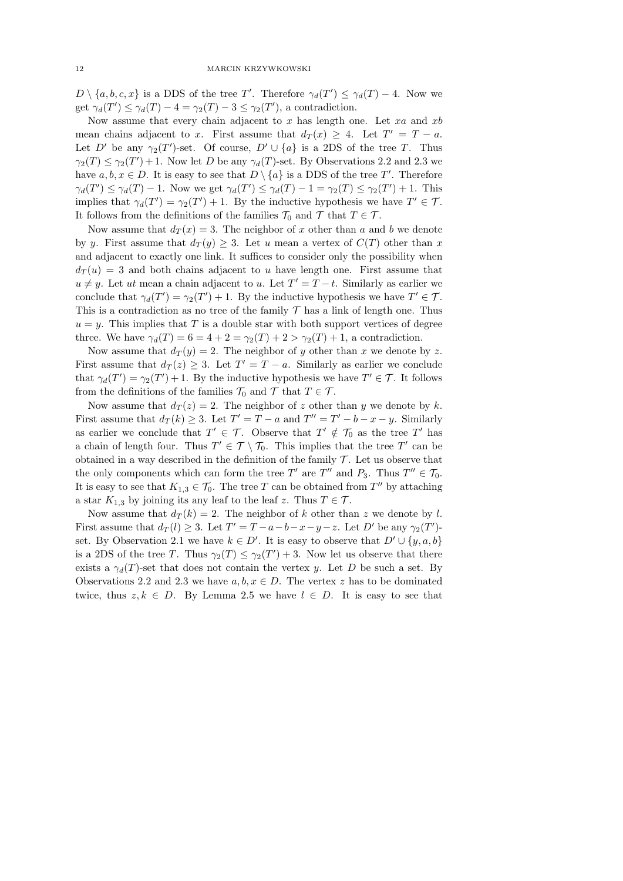$D \setminus \{a, b, c, x\}$ is a DDS of the tree $T'$. Therefore $\gamma_d(T') \leq \gamma_d(T) - 4$. Now we get $\gamma_d(T') \leq \gamma_d(T) - 4 = \gamma_2(T) - 3 \leq \gamma_2(T')$, a contradiction.

Now assume that every chain adjacent to $x$ has length one. Let $xa$ and $xb$ mean chains adjacent to $x$. First assume that $d_T(x) \geq 4$. Let $T' = T - a$. Let $D'$ be any $\gamma_2(T')$-set. Of course, $D' \cup \{a\}$ is a 2DS of the tree $T$. Thus $\gamma_2(T) \leq \gamma_2(T') + 1$. Now let $D$ be any $\gamma_d(T)$-set. By Observations 2.2 and 2.3 we have $a, b, x \in D$. It is easy to see that $D \setminus \{a\}$ is a DDS of the tree $T'$. Therefore $\gamma_d(T') \leq \gamma_d(T) - 1$. Now we get $\gamma_d(T') \leq \gamma_d(T) - 1 = \gamma_2(T) \leq \gamma_2(T') + 1$. This implies that $\gamma_d(T') = \gamma_2(T') + 1$. By the inductive hypothesis we have $T' \in \mathcal{T}$. It follows from the definitions of the families $\mathcal{T}_0$ and $\mathcal{T}$ that $T \in \mathcal{T}$.

Now assume that $d_T(x) = 3$. The neighbor of $x$ other than $a$ and $b$ we denote by $y$. First assume that $d_T(y) \geq 3$. Let $u$ mean a vertex of $C(T)$ other than $x$ and adjacent to exactly one link. It suffices to consider only the possibility when $d_T(u) = 3$ and both chains adjacent to $u$ have length one. First assume that $u \neq y$. Let $ut$ mean a chain adjacent to $u$. Let $T' = T - t$. Similarly as earlier we conclude that $\gamma_d(T') = \gamma_2(T') + 1$. By the inductive hypothesis we have $T' \in \mathcal{T}$. This is a contradiction as no tree of the family $\mathcal{T}$ has a link of length one. Thus $u = y$. This implies that $T$ is a double star with both support vertices of degree three. We have $\gamma_d(T) = 6 = 4 + 2 = \gamma_2(T) + 2 > \gamma_2(T) + 1$, a contradiction.

Now assume that $d_T(y) = 2$. The neighbor of $y$ other than $x$ we denote by $z$. First assume that $d_T(z) \geq 3$. Let $T' = T - a$. Similarly as earlier we conclude that $\gamma_d(T') = \gamma_2(T') + 1$. By the inductive hypothesis we have $T' \in \mathcal{T}$. It follows from the definitions of the families $\mathcal{T}_0$ and $\mathcal{T}$ that $T \in \mathcal{T}$.

Now assume that $d_T(z) = 2$. The neighbor of $z$ other than $y$ we denote by $k$. First assume that $d_T(k) \geq 3$. Let $T' = T - a$ and $T'' = T' - b - x - y$. Similarly as earlier we conclude that $T' \in \mathcal{T}$. Observe that $T' \notin \mathcal{T}_0$ as the tree $T'$ has a chain of length four. Thus $T' \in \mathcal{T} \setminus \mathcal{T}_0$. This implies that the tree $T'$ can be obtained in a way described in the definition of the family $\mathcal{T}$. Let us observe that the only components which can form the tree $T'$ are $T''$ and $P_3$. Thus $T'' \in \mathcal{T}_0$. It is easy to see that $K_{1,3} \in \mathcal{T}_0$. The tree $T$ can be obtained from $T''$ by attaching a star $K_{1,3}$ by joining its any leaf to the leaf $z$. Thus $T \in \mathcal{T}$.

Now assume that $d_T(k) = 2$. The neighbor of $k$ other than $z$ we denote by $l$. First assume that $d_T(l) \geq 3$. Let $T' = T - a - b - x - y - z$. Let $D'$ be any $\gamma_2(T')$-set. By Observation 2.1 we have $k \in D'$. It is easy to observe that $D' \cup \{y, a, b\}$ is a 2DS of the tree $T$. Thus $\gamma_2(T) \leq \gamma_2(T') + 3$. Now let us observe that there exists a $\gamma_d(T)$-set that does not contain the vertex $y$. Let $D$ be such a set. By Observations 2.2 and 2.3 we have $a, b, x \in D$. The vertex $z$ has to be dominated twice, thus $z, k \in D$. By Lemma 2.5 we have $l \in D$. It is easy to see that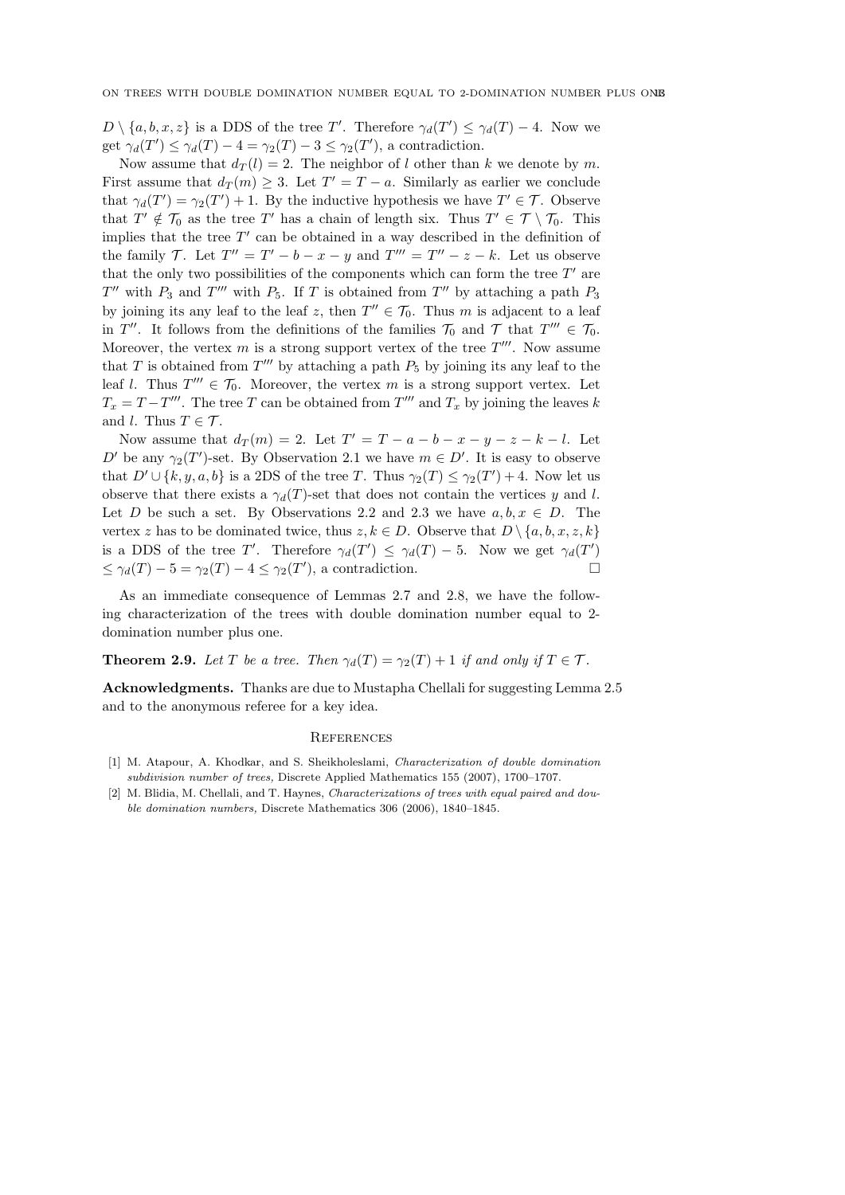$D \setminus \{a, b, x, z\}$ is a DDS of the tree $T'$. Therefore $\gamma_d(T') \leq \gamma_d(T) - 4$. Now we get $\gamma_d(T') \leq \gamma_d(T) - 4 = \gamma_2(T) - 3 \leq \gamma_2(T')$, a contradiction.

Now assume that $d_T(l) = 2$. The neighbor of $l$ other than $k$ we denote by $m$. First assume that $d_T(m) \geq 3$. Let $T' = T - a$. Similarly as earlier we conclude that $\gamma_d(T') = \gamma_2(T') + 1$. By the inductive hypothesis we have $T' \in \mathcal{T}$. Observe that $T' \notin \mathcal{T}_0$ as the tree $T'$ has a chain of length six. Thus $T' \in \mathcal{T} \setminus \mathcal{T}_0$. This implies that the tree $T'$ can be obtained in a way described in the definition of the family $\mathcal{T}$. Let $T'' = T' - b - x - y$ and $T''' = T'' - z - k$. Let us observe that the only two possibilities of the components which can form the tree $T'$ are $T''$ with $P_3$ and $T'''$ with $P_5$. If $T$ is obtained from $T''$ by attaching a path $P_3$ by joining its any leaf to the leaf $z$, then $T'' \in \mathcal{T}_0$. Thus $m$ is adjacent to a leaf in $T''$. It follows from the definitions of the families $\mathcal{T}_0$ and $\mathcal{T}$ that $T''' \in \mathcal{T}_0$. Moreover, the vertex $m$ is a strong support vertex of the tree $T'''$. Now assume that $T$ is obtained from $T'''$ by attaching a path $P_5$ by joining its any leaf to the leaf $l$. Thus $T''' \in \mathcal{T}_0$. Moreover, the vertex $m$ is a strong support vertex. Let $T_x = T - T'''$. The tree $T$ can be obtained from $T'''$ and $T_x$ by joining the leaves $k$ and $l$. Thus $T \in \mathcal{T}$.

Now assume that $d_T(m) = 2$. Let $T' = T - a - b - x - y - z - k - l$. Let $D'$ be any $\gamma_2(T')$-set. By Observation 2.1 we have $m \in D'$. It is easy to observe that $D' \cup \{k, y, a, b\}$ is a 2DS of the tree $T$. Thus $\gamma_2(T) \leq \gamma_2(T') + 4$. Now let us observe that there exists a $\gamma_d(T)$-set that does not contain the vertices $y$ and $l$. Let $D$ be such a set. By Observations 2.2 and 2.3 we have $a, b, x \in D$. The vertex $z$ has to be dominated twice, thus $z, k \in D$. Observe that $D \setminus \{a, b, x, z, k\}$ is a DDS of the tree $T'$. Therefore $\gamma_d(T') \leq \gamma_d(T) - 5$. Now we get $\gamma_d(T') \leq \gamma_d(T) - 5 = \gamma_2(T) - 4 \leq \gamma_2(T')$, a contradiction. □

As an immediate consequence of Lemmas 2.7 and 2.8, we have the following characterization of the trees with double domination number equal to 2-domination number plus one.

**Theorem 2.9.** *Let $T$ be a tree. Then $\gamma_d(T) = \gamma_2(T) + 1$ if and only if $T \in \mathcal{T}$.*

**Acknowledgments.** Thanks are due to Mustapha Chellali for suggesting Lemma 2.5 and to the anonymous referee for a key idea.

## References

[1] M. Atapour, A. Khodkar, and S. Sheikholeslami, *Characterization of double domination subdivision number of trees,* Discrete Applied Mathematics 155 (2007), 1700–1707.

[2] M. Blidia, M. Chellali, and T. Haynes, *Characterizations of trees with equal paired and double domination numbers,* Discrete Mathematics 306 (2006), 1840–1845.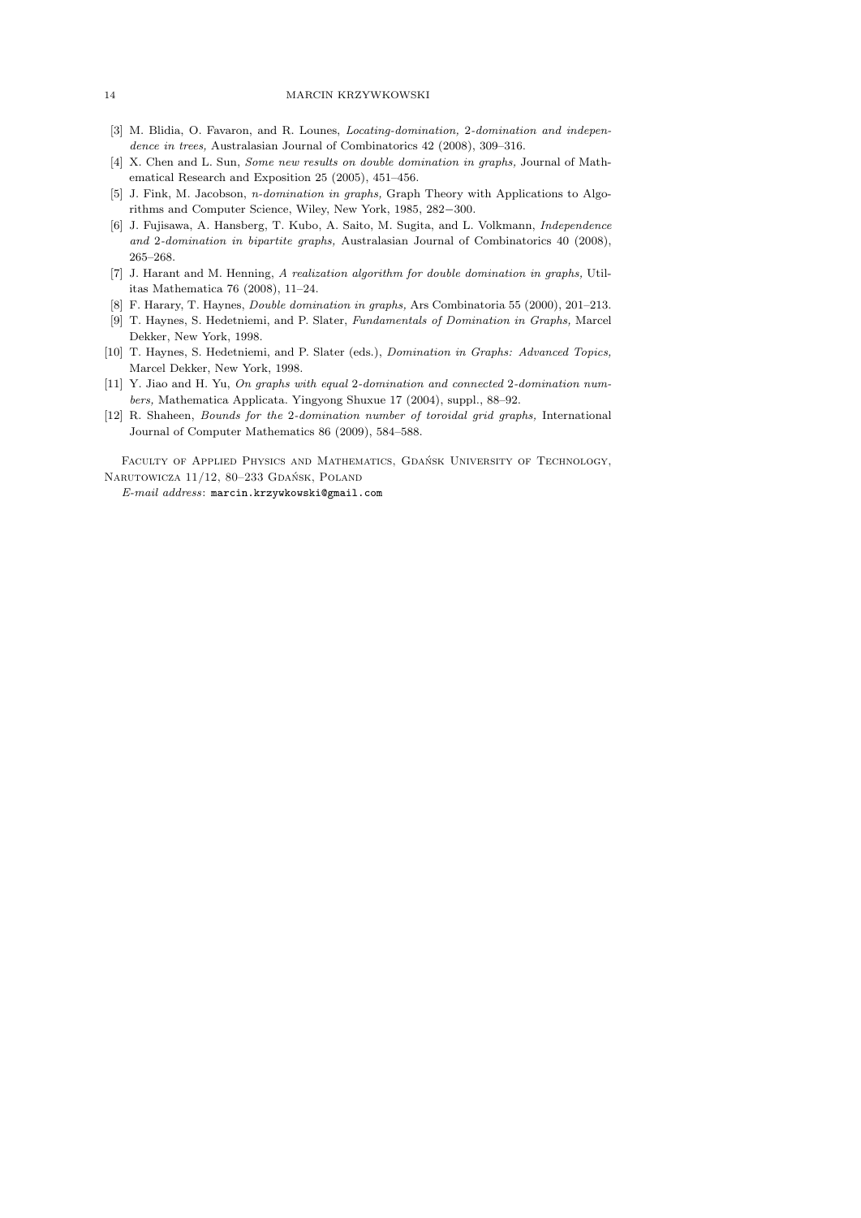[3] M. Blidia, O. Favaron, and R. Lounes, *Locating-domination, 2-domination and independence in trees,* Australasian Journal of Combinatorics 42 (2008), 309–316.

[4] X. Chen and L. Sun, *Some new results on double domination in graphs,* Journal of Mathematical Research and Exposition 25 (2005), 451–456.

[5] J. Fink, M. Jacobson, *n-domination in graphs,* Graph Theory with Applications to Algorithms and Computer Science, Wiley, New York, 1985, 282−300.

[6] J. Fujisawa, A. Hansberg, T. Kubo, A. Saito, M. Sugita, and L. Volkmann, *Independence and 2-domination in bipartite graphs,* Australasian Journal of Combinatorics 40 (2008), 265–268.

[7] J. Harant and M. Henning, *A realization algorithm for double domination in graphs,* Utilitas Mathematica 76 (2008), 11–24.

[8] F. Harary, T. Haynes, *Double domination in graphs,* Ars Combinatoria 55 (2000), 201–213.

[9] T. Haynes, S. Hedetniemi, and P. Slater, *Fundamentals of Domination in Graphs,* Marcel Dekker, New York, 1998.

[10] T. Haynes, S. Hedetniemi, and P. Slater (eds.), *Domination in Graphs: Advanced Topics,* Marcel Dekker, New York, 1998.

[11] Y. Jiao and H. Yu, *On graphs with equal 2-domination and connected 2-domination numbers,* Mathematica Applicata. Yingyong Shuxue 17 (2004), suppl., 88–92.

[12] R. Shaheen, *Bounds for the 2-domination number of toroidal grid graphs,* International Journal of Computer Mathematics 86 (2009), 584–588.

Faculty of Applied Physics and Mathematics, Gdańsk University of Technology, Narutowicza 11/12, 80–233 Gdańsk, Poland

*E-mail address*: marcin.krzywkowski@gmail.com